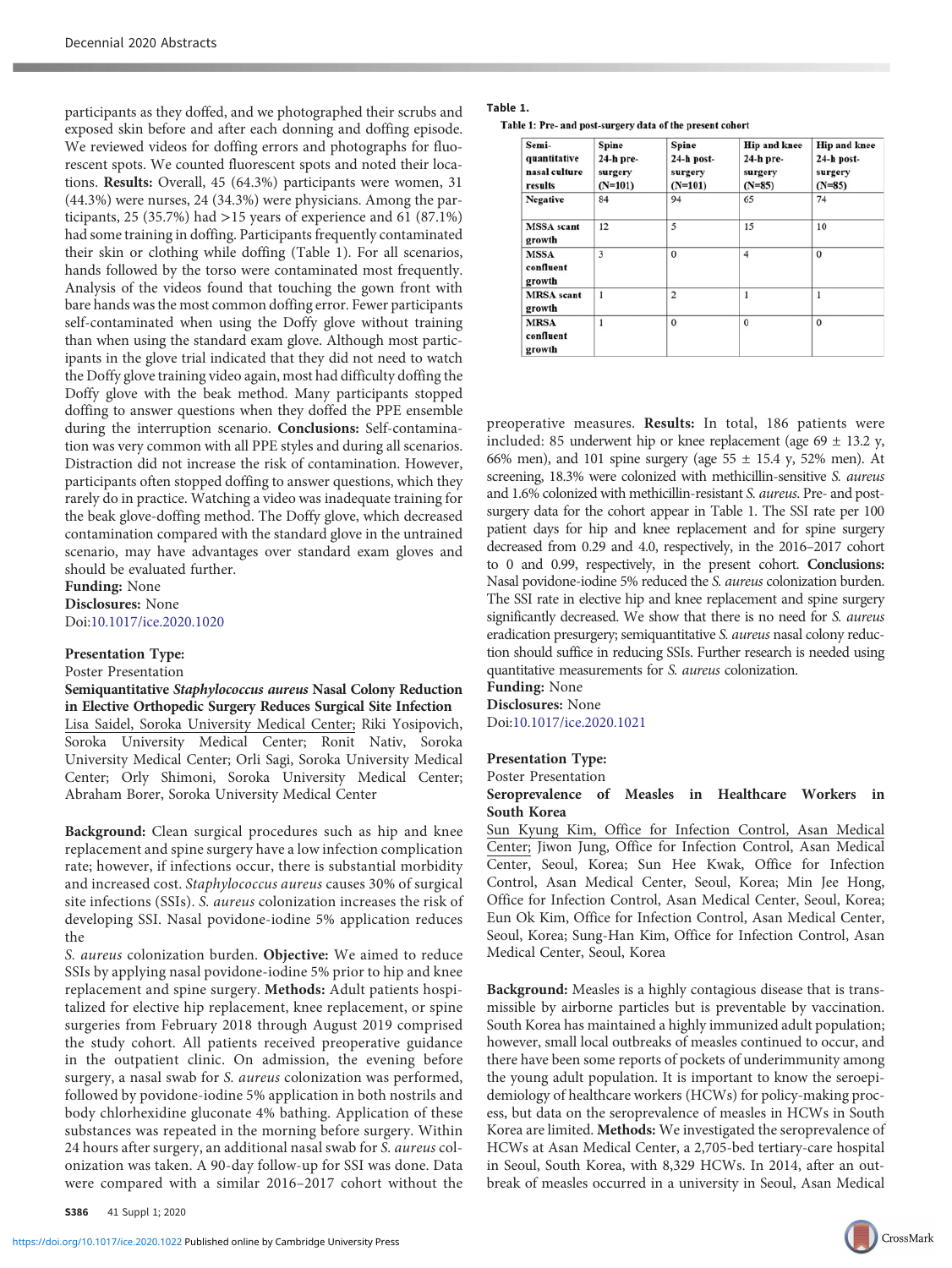participants as they doffed, and we photographed their scrubs and exposed skin before and after each donning and doffing episode. We reviewed videos for doffing errors and photographs for fluorescent spots. We counted fluorescent spots and noted their locations. **Results:** Overall, 45 (64.3%) participants were women, 31 (44.3%) were nurses, 24 (34.3%) were physicians. Among the participants, 25 (35.7%) had >15 years of experience and 61 (87.1%) had some training in doffing. Participants frequently contaminated their skin or clothing while doffing (Table 1). For all scenarios, hands followed by the torso were contaminated most frequently. Analysis of the videos found that touching the gown front with bare hands was the most common doffing error. Fewer participants self-contaminated when using the Doffy glove without training than when using the standard exam glove. Although most participants in the glove trial indicated that they did not need to watch the Doffy glove training video again, most had difficulty doffing the Doffy glove with the beak method. Many participants stopped doffing to answer questions when they doffed the PPE ensemble during the interruption scenario. **Conclusions:** Self-contamination was very common with all PPE styles and during all scenarios. Distraction did not increase the risk of contamination. However, participants often stopped doffing to answer questions, which they rarely do in practice. Watching a video was inadequate training for the beak glove-doffing method. The Doffy glove, which decreased contamination compared with the standard glove in the untrained scenario, may have advantages over standard exam gloves and should be evaluated further.

**Funding:** None

**Disclosures:** None

Doi:10.1017/ice.2020.1020

**Presentation Type:**

Poster Presentation

**Semiquantitative *Staphylococcus aureus* Nasal Colony Reduction in Elective Orthopedic Surgery Reduces Surgical Site Infection**

Lisa Saidel, Soroka University Medical Center; Riki Yosipovich, Soroka University Medical Center; Ronit Nativ, Soroka University Medical Center; Orli Sagi, Soroka University Medical Center; Orly Shimoni, Soroka University Medical Center; Abraham Borer, Soroka University Medical Center

**Background:** Clean surgical procedures such as hip and knee replacement and spine surgery have a low infection complication rate; however, if infections occur, there is substantial morbidity and increased cost. *Staphylococcus aureus* causes 30% of surgical site infections (SSIs). *S. aureus* colonization increases the risk of developing SSI. Nasal povidone-iodine 5% application reduces the *S. aureus* colonization burden. **Objective:** We aimed to reduce SSIs by applying nasal povidone-iodine 5% prior to hip and knee replacement and spine surgery. **Methods:** Adult patients hospitalized for elective hip replacement, knee replacement, or spine surgeries from February 2018 through August 2019 comprised the study cohort. All patients received preoperative guidance in the outpatient clinic. On admission, the evening before surgery, a nasal swab for *S. aureus* colonization was performed, followed by povidone-iodine 5% application in both nostrils and body chlorhexidine gluconate 4% bathing. Application of these substances was repeated in the morning before surgery. Within 24 hours after surgery, an additional nasal swab for *S. aureus* colonization was taken. A 90-day follow-up for SSI was done. Data were compared with a similar 2016–2017 cohort without the preoperative measures. **Results:** In total, 186 patients were included: 85 underwent hip or knee replacement (age 69 ± 13.2 y, 66% men), and 101 spine surgery (age 55 ± 15.4 y, 52% men). At screening, 18.3% were colonized with methicillin-sensitive *S. aureus* and 1.6% colonized with methicillin-resistant *S. aureus*. Pre- and post-surgery data for the cohort appear in Table 1. The SSI rate per 100 patient days for hip and knee replacement and for spine surgery decreased from 0.29 and 4.0, respectively, in the 2016–2017 cohort to 0 and 0.99, respectively, in the present cohort. **Conclusions:** Nasal povidone-iodine 5% reduced the *S. aureus* colonization burden. The SSI rate in elective hip and knee replacement and spine surgery significantly decreased. We show that there is no need for *S. aureus* eradication presurgery; semiquantitative *S. aureus* nasal colony reduction should suffice in reducing SSIs. Further research is needed using quantitative measurements for *S. aureus* colonization.

**Table 1.**

Table 1: Pre- and post-surgery data of the present cohort

| Semi-quantitative nasal culture results | Spine 24-h pre-surgery (N=101) | Spine 24-h post-surgery (N=101) | Hip and knee 24-h pre-surgery (N=85) | Hip and knee 24-h post-surgery (N=85) |
|---|---|---|---|---|
| Negative | 84 | 94 | 65 | 74 |
| MSSA scant growth | 12 | 5 | 15 | 10 |
| MSSA confluent growth | 3 | 0 | 4 | 0 |
| MRSA scant growth | 1 | 2 | 1 | 1 |
| MRSA confluent growth | 1 | 0 | 0 | 0 |

**Funding:** None

**Disclosures:** None

Doi:10.1017/ice.2020.1021

**Presentation Type:**

Poster Presentation

**Seroprevalence of Measles in Healthcare Workers in South Korea**

Sun Kyung Kim, Office for Infection Control, Asan Medical Center; Jiwon Jung, Office for Infection Control, Asan Medical Center, Seoul, Korea; Sun Hee Kwak, Office for Infection Control, Asan Medical Center, Seoul, Korea; Min Jee Hong, Office for Infection Control, Asan Medical Center, Seoul, Korea; Eun Ok Kim, Office for Infection Control, Asan Medical Center, Seoul, Korea; Sung-Han Kim, Office for Infection Control, Asan Medical Center, Seoul, Korea

**Background:** Measles is a highly contagious disease that is transmissible by airborne particles but is preventable by vaccination. South Korea has maintained a highly immunized adult population; however, small local outbreaks of measles continued to occur, and there have been some reports of pockets of underimmunity among the young adult population. It is important to know the seroepidemiology of healthcare workers (HCWs) for policy-making process, but data on the seroprevalence of measles in HCWs in South Korea are limited. **Methods:** We investigated the seroprevalence of HCWs at Asan Medical Center, a 2,705-bed tertiary-care hospital in Seoul, South Korea, with 8,329 HCWs. In 2014, after an outbreak of measles occurred in a university in Seoul, Asan Medical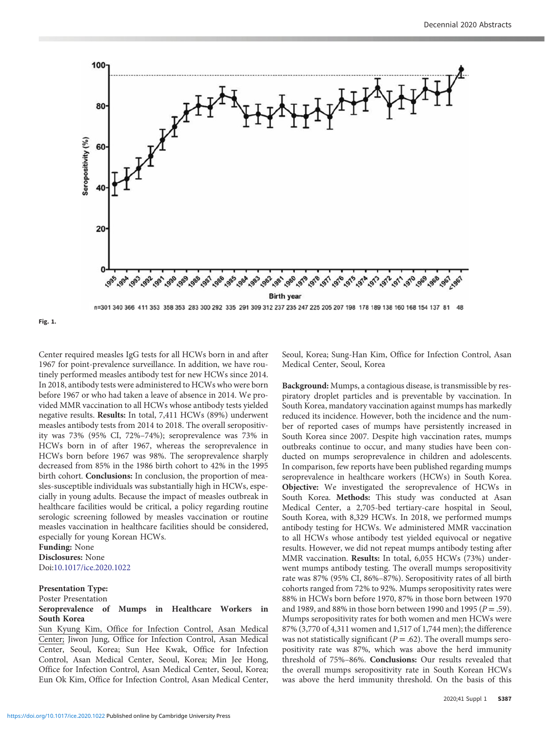100

80

60

40

20

0

Seropositivity (%)

1995 1994 1993 1992 1991 1990 1989 1988 1987 1986 1985 1984 1983 1982 1981 1980 1979 1978 1977 1976 1975 1974 1973 1972 1971 1970 1969 1968 1967 <1967

Birth year

n=301 340 366 411 353 358 353 283 300 292 335 291 309 312 237 235 247 225 205 207 198 178 189 138 160 168 154 137 81 48

**Fig. 1.**

Center required measles IgG tests for all HCWs born in and after 1967 for point-prevalence surveillance. In addition, we have routinely performed measles antibody test for new HCWs since 2014. In 2018, antibody tests were administered to HCWs who were born before 1967 or who had taken a leave of absence in 2014. We provided MMR vaccination to all HCWs whose antibody tests yielded negative results. **Results:** In total, 7,411 HCWs (89%) underwent measles antibody tests from 2014 to 2018. The overall seropositivity was 73% (95% CI, 72%–74%); seroprevalence was 73% in HCWs born in of after 1967, whereas the seroprevalence in HCWs born before 1967 was 98%. The seroprevalence sharply decreased from 85% in the 1986 birth cohort to 42% in the 1995 birth cohort. **Conclusions:** In conclusion, the proportion of measles-susceptible individuals was substantially high in HCWs, especially in young adults. Because the impact of measles outbreak in healthcare facilities would be critical, a policy regarding routine serologic screening followed by measles vaccination or routine measles vaccination in healthcare facilities should be considered, especially for young Korean HCWs.

**Funding:** None

**Disclosures:** None

Doi:10.1017/ice.2020.1022

**Presentation Type:**

Poster Presentation

**Seroprevalence of Mumps in Healthcare Workers in South Korea**

Sun Kyung Kim, Office for Infection Control, Asan Medical Center; Jiwon Jung, Office for Infection Control, Asan Medical Center, Seoul, Korea; Sun Hee Kwak, Office for Infection Control, Asan Medical Center, Seoul, Korea; Min Jee Hong, Office for Infection Control, Asan Medical Center, Seoul, Korea; Eun Ok Kim, Office for Infection Control, Asan Medical Center, Seoul, Korea; Sung-Han Kim, Office for Infection Control, Asan Medical Center, Seoul, Korea

**Background:** Mumps, a contagious disease, is transmissible by respiratory droplet particles and is preventable by vaccination. In South Korea, mandatory vaccination against mumps has markedly reduced its incidence. However, both the incidence and the number of reported cases of mumps have persistently increased in South Korea since 2007. Despite high vaccination rates, mumps outbreaks continue to occur, and many studies have been conducted on mumps seroprevalence in children and adolescents. In comparison, few reports have been published regarding mumps seroprevalence in healthcare workers (HCWs) in South Korea. **Objective:** We investigated the seroprevalence of HCWs in South Korea. **Methods:** This study was conducted at Asan Medical Center, a 2,705-bed tertiary-care hospital in Seoul, South Korea, with 8,329 HCWs. In 2018, we performed mumps antibody testing for HCWs. We administered MMR vaccination to all HCWs whose antibody test yielded equivocal or negative results. However, we did not repeat mumps antibody testing after MMR vaccination. **Results:** In total, 6,055 HCWs (73%) underwent mumps antibody testing. The overall mumps seropositivity rate was 87% (95% CI, 86%–87%). Seropositivity rates of all birth cohorts ranged from 72% to 92%. Mumps seropositivity rates were 88% in HCWs born before 1970, 87% in those born between 1970 and 1989, and 88% in those born between 1990 and 1995 ($P = .59$). Mumps seropositivity rates for both women and men HCWs were 87% (3,770 of 4,311 women and 1,517 of 1,744 men); the difference was not statistically significant ($P = .62$). The overall mumps seropositivity rate was 87%, which was above the herd immunity threshold of 75%–86%. **Conclusions:** Our results revealed that the overall mumps seropositivity rate in South Korean HCWs was above the herd immunity threshold. On the basis of this